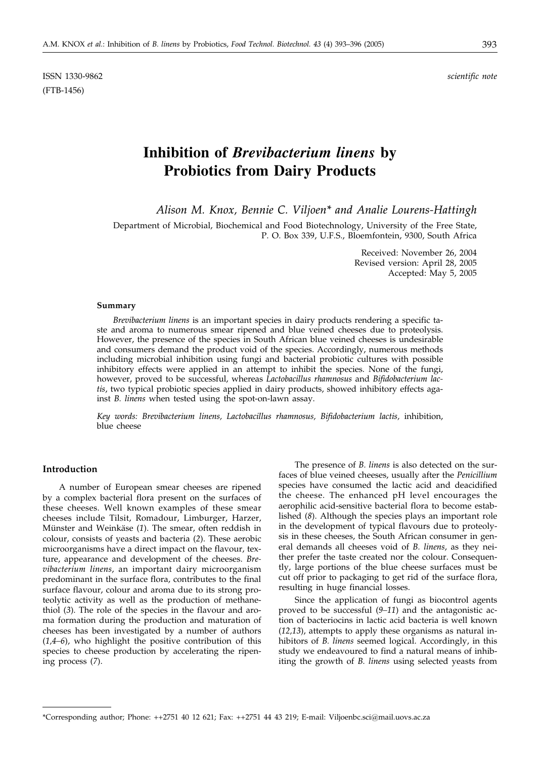ISSN 1330-9862 *scientific note*
(FTB-1456)

# Inhibition of *Brevibacterium linens* by Probiotics from Dairy Products

*Alison M. Knox, Bennie C. Viljoen\* and Analie Lourens-Hattingh*

Department of Microbial, Biochemical and Food Biotechnology, University of the Free State, P. O. Box 339, U.F.S., Bloemfontein, 9300, South Africa

Received: November 26, 2004
Revised version: April 28, 2005
Accepted: May 5, 2005

#### Summary

*Brevibacterium linens* is an important species in dairy products rendering a specific taste and aroma to numerous smear ripened and blue veined cheeses due to proteolysis. However, the presence of the species in South African blue veined cheeses is undesirable and consumers demand the product void of the species. Accordingly, numerous methods including microbial inhibition using fungi and bacterial probiotic cultures with possible inhibitory effects were applied in an attempt to inhibit the species. None of the fungi, however, proved to be successful, whereas *Lactobacillus rhamnosus* and *Bifidobacterium lactis*, two typical probiotic species applied in dairy products, showed inhibitory effects against *B. linens* when tested using the spot-on-lawn assay.

*Key words: Brevibacterium linens, Lactobacillus rhamnosus, Bifidobacterium lactis,* inhibition, blue cheese

## Introduction

A number of European smear cheeses are ripened by a complex bacterial flora present on the surfaces of these cheeses. Well known examples of these smear cheeses include Tilsit, Romadour, Limburger, Harzer, Münster and Weinkäse (*1*). The smear, often reddish in colour, consists of yeasts and bacteria (*2*). These aerobic microorganisms have a direct impact on the flavour, texture, appearance and development of the cheeses. *Brevibacterium linens*, an important dairy microorganism predominant in the surface flora, contributes to the final surface flavour, colour and aroma due to its strong proteolytic activity as well as the production of methanethiol (*3*). The role of the species in the flavour and aroma formation during the production and maturation of cheeses has been investigated by a number of authors (*1,4–6*), who highlight the positive contribution of this species to cheese production by accelerating the ripening process (*7*).

The presence of *B. linens* is also detected on the surfaces of blue veined cheeses, usually after the *Penicillium* species have consumed the lactic acid and deacidified the cheese. The enhanced pH level encourages the aerophilic acid-sensitive bacterial flora to become established (*8*). Although the species plays an important role in the development of typical flavours due to proteolysis in these cheeses, the South African consumer in general demands all cheeses void of *B. linens*, as they neither prefer the taste created nor the colour. Consequently, large portions of the blue cheese surfaces must be cut off prior to packaging to get rid of the surface flora, resulting in huge financial losses.

Since the application of fungi as biocontrol agents proved to be successful (*9–11*) and the antagonistic action of bacteriocins in lactic acid bacteria is well known (*12,13*), attempts to apply these organisms as natural inhibitors of *B. linens* seemed logical. Accordingly, in this study we endeavoured to find a natural means of inhibiting the growth of *B. linens* using selected yeasts from

---

\*Corresponding author; Phone: ++2751 40 12 621; Fax: ++2751 44 43 219; E-mail: Viljoenbc.sci@mail.uovs.ac.za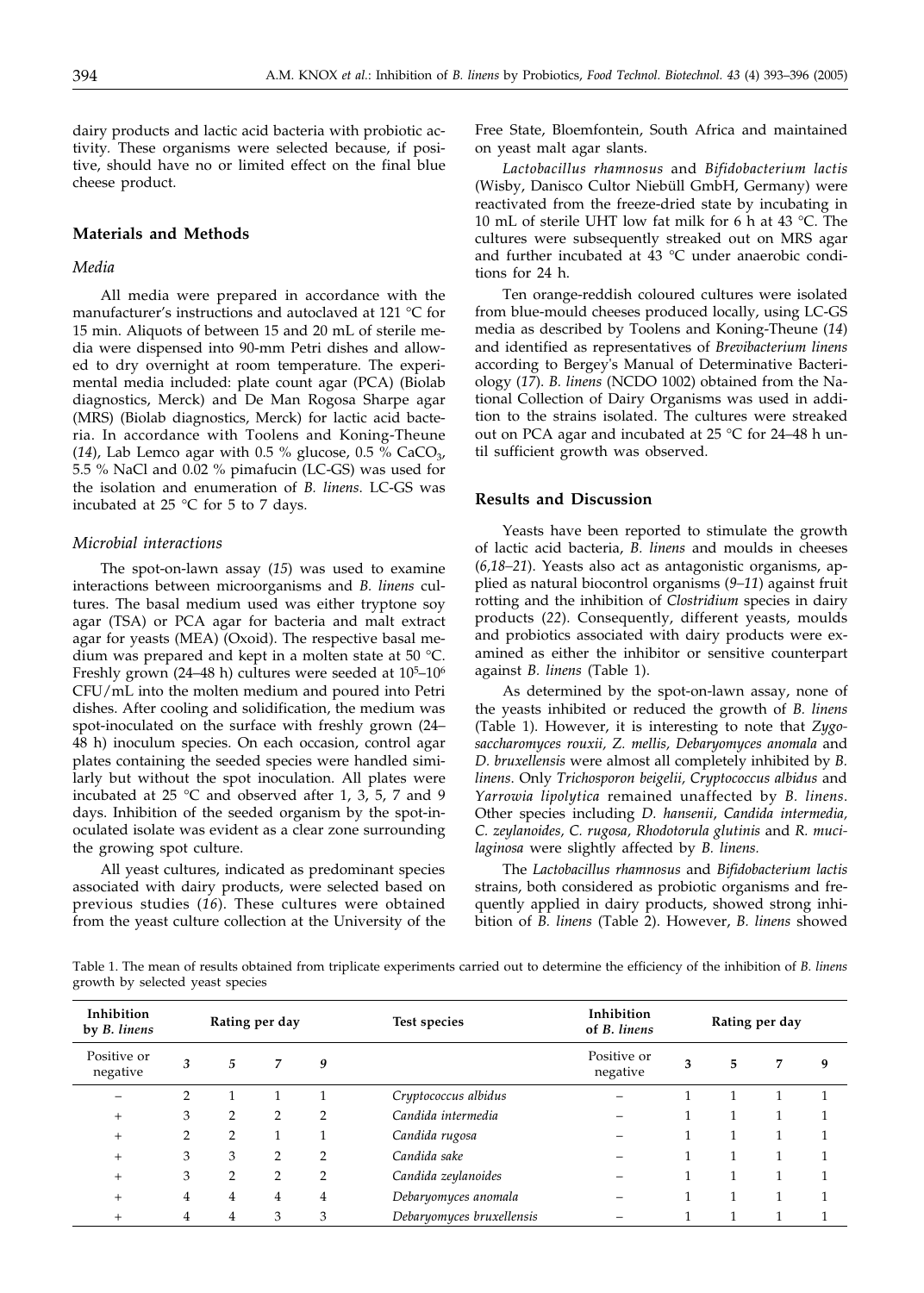dairy products and lactic acid bacteria with probiotic activity. These organisms were selected because, if positive, should have no or limited effect on the final blue cheese product.

## Materials and Methods

### Media

All media were prepared in accordance with the manufacturer's instructions and autoclaved at 121 °C for 15 min. Aliquots of between 15 and 20 mL of sterile media were dispensed into 90-mm Petri dishes and allowed to dry overnight at room temperature. The experimental media included: plate count agar (PCA) (Biolab diagnostics, Merck) and De Man Rogosa Sharpe agar (MRS) (Biolab diagnostics, Merck) for lactic acid bacteria. In accordance with Toolens and Koning-Theune (*14*), Lab Lemco agar with 0.5 % glucose, 0.5 % $CaCO_3$, 5.5 % NaCl and 0.02 % pimafucin (LC-GS) was used for the isolation and enumeration of *B. linens.* LC-GS was incubated at 25 °C for 5 to 7 days.

### Microbial interactions

The spot-on-lawn assay (*15*) was used to examine interactions between microorganisms and *B. linens* cultures. The basal medium used was either tryptone soy agar (TSA) or PCA agar for bacteria and malt extract agar for yeasts (MEA) (Oxoid). The respective basal medium was prepared and kept in a molten state at 50 °C. Freshly grown (24–48 h) cultures were seeded at $10^5$–$10^6$ CFU/mL into the molten medium and poured into Petri dishes. After cooling and solidification, the medium was spot-inoculated on the surface with freshly grown (24–48 h) inoculum species. On each occasion, control agar plates containing the seeded species were handled similarly but without the spot inoculation. All plates were incubated at 25 °C and observed after 1, 3, 5, 7 and 9 days. Inhibition of the seeded organism by the spot-inoculated isolate was evident as a clear zone surrounding the growing spot culture.

All yeast cultures, indicated as predominant species associated with dairy products, were selected based on previous studies (*16*). These cultures were obtained from the yeast culture collection at the University of the Free State, Bloemfontein, South Africa and maintained on yeast malt agar slants.

*Lactobacillus rhamnosus* and *Bifidobacterium lactis* (Wisby, Danisco Cultor Niebüll GmbH, Germany) were reactivated from the freeze-dried state by incubating in 10 mL of sterile UHT low fat milk for 6 h at 43 °C. The cultures were subsequently streaked out on MRS agar and further incubated at 43 °C under anaerobic conditions for 24 h.

Ten orange-reddish coloured cultures were isolated from blue-mould cheeses produced locally, using LC-GS media as described by Toolens and Koning-Theune (*14*) and identified as representatives of *Brevibacterium linens* according to Bergey's Manual of Determinative Bacteriology (*17*). *B. linens* (NCDO 1002) obtained from the National Collection of Dairy Organisms was used in addition to the strains isolated. The cultures were streaked out on PCA agar and incubated at 25 °C for 24–48 h until sufficient growth was observed.

## Results and Discussion

Yeasts have been reported to stimulate the growth of lactic acid bacteria, *B. linens* and moulds in cheeses (*6,18–21*). Yeasts also act as antagonistic organisms, applied as natural biocontrol organisms (*9–11*) against fruit rotting and the inhibition of *Clostridium* species in dairy products (*22*). Consequently, different yeasts, moulds and probiotics associated with dairy products were examined as either the inhibitor or sensitive counterpart against *B. linens* (Table 1).

As determined by the spot-on-lawn assay, none of the yeasts inhibited or reduced the growth of *B. linens* (Table 1). However, it is interesting to note that *Zygosaccharomyces rouxii, Z. mellis, Debaryomyces anomala* and *D. bruxellensis* were almost all completely inhibited by *B. linens*. Only *Trichosporon beigelii, Cryptococcus albidus* and *Yarrowia lipolytica* remained unaffected by *B. linens*. Other species including *D. hansenii*, *Candida intermedia, C. zeylanoides, C. rugosa*, *Rhodotorula glutinis* and *R. mucilaginosa* were slightly affected by *B. linens.*

The *Lactobacillus rhamnosus* and *Bifidobacterium lactis* strains, both considered as probiotic organisms and frequently applied in dairy products, showed strong inhibition of *B. linens* (Table 2). However, *B. linens* showed

Table 1. The mean of results obtained from triplicate experiments carried out to determine the efficiency of the inhibition of *B. linens* growth by selected yeast species

| Inhibition by *B. linens* | Rating per day | | | | Test species | Inhibition of *B. linens* | Rating per day | | | |
|---|---|---|---|---|---|---|---|---|---|---|
| Positive or negative | 3 | 5 | 7 | 9 | | Positive or negative | 3 | 5 | 7 | 9 |
| – | 2 | 1 | 1 | 1 | *Cryptococcus albidus* | – | 1 | 1 | 1 | 1 |
| + | 3 | 2 | 2 | 2 | *Candida intermedia* | – | 1 | 1 | 1 | 1 |
| + | 2 | 2 | 1 | 1 | *Candida rugosa* | – | 1 | 1 | 1 | 1 |
| + | 3 | 3 | 2 | 2 | *Candida sake* | – | 1 | 1 | 1 | 1 |
| + | 3 | 2 | 2 | 2 | *Candida zeylanoides* | – | 1 | 1 | 1 | 1 |
| + | 4 | 4 | 4 | 4 | *Debaryomyces anomala* | – | 1 | 1 | 1 | 1 |
| + | 4 | 4 | 3 | 3 | *Debaryomyces bruxellensis* | – | 1 | 1 | 1 | 1 |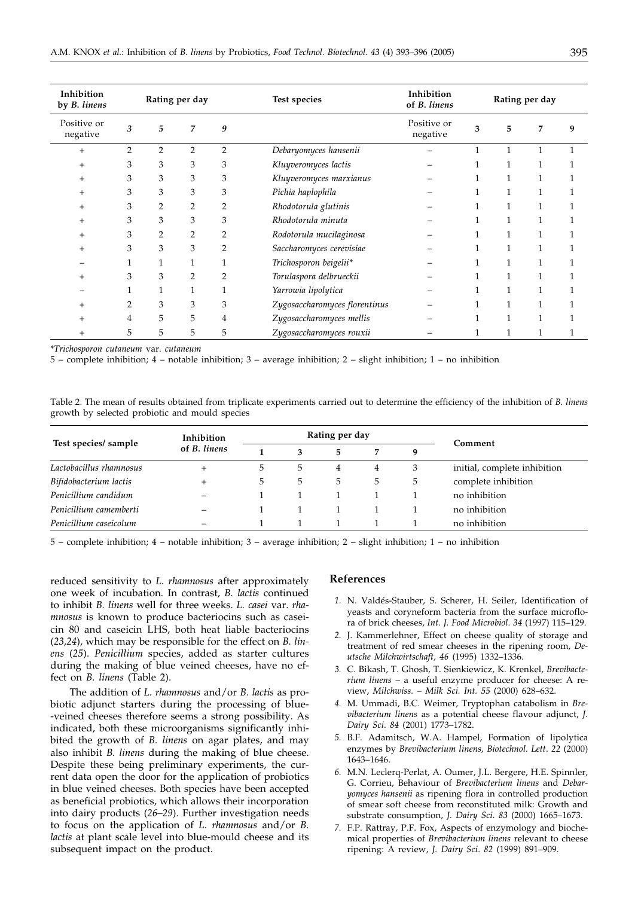| Inhibition by *B. linens* | Rating per day | | | | Test species | Inhibition of *B. linens* | Rating per day | | | |
|---|---|---|---|---|---|---|---|---|---|---|
| Positive or negative | 3 | 5 | 7 | 9 | | Positive or negative | 3 | 5 | 7 | 9 |
| + | 2 | 2 | 2 | 2 | *Debaryomyces hansenii* | – | 1 | 1 | 1 | 1 |
| + | 3 | 3 | 3 | 3 | *Kluyveromyces lactis* | – | 1 | 1 | 1 | 1 |
| + | 3 | 3 | 3 | 3 | *Kluyveromyces marxianus* | – | 1 | 1 | 1 | 1 |
| + | 3 | 3 | 3 | 3 | *Pichia haplophila* | – | 1 | 1 | 1 | 1 |
| + | 3 | 2 | 2 | 2 | *Rhodotorula glutinis* | – | 1 | 1 | 1 | 1 |
| + | 3 | 3 | 3 | 3 | *Rhodotorula minuta* | – | 1 | 1 | 1 | 1 |
| + | 3 | 2 | 2 | 2 | *Rodotorula mucilaginosa* | – | 1 | 1 | 1 | 1 |
| + | 3 | 3 | 3 | 2 | *Saccharomyces cerevisiae* | – | 1 | 1 | 1 | 1 |
| – | 1 | 1 | 1 | 1 | *Trichosporon beigelii** | – | 1 | 1 | 1 | 1 |
| + | 3 | 3 | 2 | 2 | *Torulaspora delbrueckii* | – | 1 | 1 | 1 | 1 |
| – | 1 | 1 | 1 | 1 | *Yarrowia lipolytica* | – | 1 | 1 | 1 | 1 |
| + | 2 | 3 | 3 | 3 | *Zygosaccharomyces florentinus* | – | 1 | 1 | 1 | 1 |
| + | 4 | 5 | 5 | 4 | *Zygosaccharomyces mellis* | – | 1 | 1 | 1 | 1 |
| + | 5 | 5 | 5 | 5 | *Zygosaccharomyces rouxii* | – | 1 | 1 | 1 | 1 |

**Trichosporon cutaneum* var. *cutaneum*

5 – complete inhibition; 4 – notable inhibition; 3 – average inhibition; 2 – slight inhibition; 1 – no inhibition

Table 2. The mean of results obtained from triplicate experiments carried out to determine the efficiency of the inhibition of *B. linens* growth by selected probiotic and mould species

| Test species/ sample | Inhibition of *B. linens* | Rating per day | | | | | Comment |
|---|---|---|---|---|---|---|---|
| | | 1 | 3 | 5 | 7 | 9 | |
| *Lactobacillus rhamnosus* | + | 5 | 5 | 4 | 4 | 3 | initial, complete inhibition |
| *Bifidobacterium lactis* | + | 5 | 5 | 5 | 5 | 5 | complete inhibition |
| *Penicillium candidum* | – | 1 | 1 | 1 | 1 | 1 | no inhibition |
| *Penicillium camemberti* | – | 1 | 1 | 1 | 1 | 1 | no inhibition |
| *Penicillium caseicolum* | – | 1 | 1 | 1 | 1 | 1 | no inhibition |

5 – complete inhibition; 4 – notable inhibition; 3 – average inhibition; 2 – slight inhibition; 1 – no inhibition

reduced sensitivity to *L. rhamnosus* after approximately one week of incubation. In contrast, *B. lactis* continued to inhibit *B. linens* well for three weeks. *L. casei* var. *rhamnosus* is known to produce bacteriocins such as caseicin 80 and caseicin LHS, both heat liable bacteriocins (*23,24*), which may be responsible for the effect on *B. linens* (*25*). *Penicillium* species, added as starter cultures during the making of blue veined cheeses, have no effect on *B. linens* (Table 2).

The addition of *L. rhamnosus* and/or *B. lactis* as probiotic adjunct starters during the processing of blue-veined cheeses therefore seems a strong possibility. As indicated, both these microorganisms significantly inhibited the growth of *B. linens* on agar plates, and may also inhibit *B. linens* during the making of blue cheese. Despite these being preliminary experiments, the current data open the door for the application of probiotics in blue veined cheeses. Both species have been accepted as beneficial probiotics, which allows their incorporation into dairy products (*26–29*). Further investigation needs to focus on the application of *L. rhamnosus* and/or *B. lactis* at plant scale level into blue-mould cheese and its subsequent impact on the product.

## References

1. N. Valdés-Stauber, S. Scherer, H. Seiler, Identification of yeasts and coryneform bacteria from the surface microflora of brick cheeses, *Int. J. Food Microbiol. 34* (1997) 115–129.
2. J. Kammerlehner, Effect on cheese quality of storage and treatment of red smear cheeses in the ripening room, *Deutsche Milchwirtschaft, 46* (1995) 1332–1336.
3. C. Bikash, T. Ghosh, T. Sienkiewicz, K. Krenkel, *Brevibacterium linens* – a useful enzyme producer for cheese: A review, *Milchwiss. – Milk Sci. Int. 55* (2000) 628–632.
4. M. Ummadi, B.C. Weimer, Tryptophan catabolism in *Brevibacterium linens* as a potential cheese flavour adjunct, *J. Dairy Sci. 84* (2001) 1773–1782.
5. B.F. Adamitsch, W.A. Hampel, Formation of lipolytica enzymes by *Brevibacterium linens, Biotechnol. Lett. 22* (2000) 1643–1646.
6. M.N. Leclerq-Perlat, A. Oumer, J.L. Bergere, H.E. Spinnler, G. Corrieu, Behaviour of *Brevibacterium linens* and *Debaryomyces hansenii* as ripening flora in controlled production of smear soft cheese from reconstituted milk: Growth and substrate consumption, *J. Dairy Sci. 83* (2000) 1665–1673.
7. F.P. Rattray, P.F. Fox, Aspects of enzymology and biochemical properties of *Brevibacterium linens* relevant to cheese ripening: A review, *J. Dairy Sci. 82* (1999) 891–909.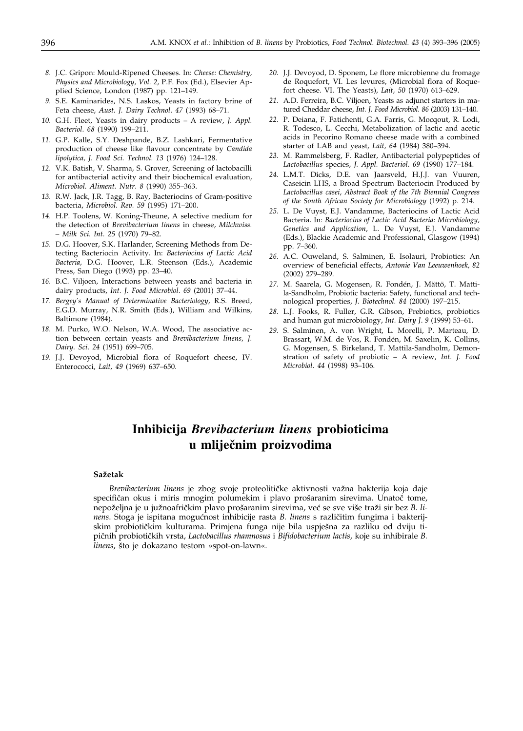8. J.C. Gripon: Mould-Ripened Cheeses. In: *Cheese: Chemistry, Physics and Microbiology, Vol. 2*, P.F. Fox (Ed.), Elsevier Applied Science, London (1987) pp. 121–149.
9. S.E. Kaminarides, N.S. Laskos, Yeasts in factory brine of Feta cheese, *Aust. J. Dairy Technol. 47* (1993) 68–71.
10. G.H. Fleet, Yeasts in dairy products – A review, *J. Appl. Bacteriol. 68* (1990) 199–211.
11. G.P. Kalle, S.Y. Deshpande, B.Z. Lashkari, Fermentative production of cheese like flavour concentrate by *Candida lipolytica*, *J. Food Sci. Technol. 13* (1976) 124–128.
12. V.K. Batish, V. Sharma, S. Grover, Screening of lactobacilli for antibacterial activity and their biochemical evaluation, *Microbiol. Aliment. Nutr. 8* (1990) 355–363.
13. R.W. Jack, J.R. Tagg, B. Ray, Bacteriocins of Gram-positive bacteria, *Microbiol. Rev. 59* (1995) 171–200.
14. H.P. Toolens, W. Koning-Theune, A selective medium for the detection of *Brevibacterium linens* in cheese, *Milchwiss. – Milk Sci. Int. 25* (1970) 79–82.
15. D.G. Hoover, S.K. Harlander, Screening Methods from Detecting Bacteriocin Activity. In: *Bacteriocins of Lactic Acid Bacteria*, D.G. Hoover, L.R. Steenson (Eds.), Academic Press, San Diego (1993) pp. 23–40.
16. B.C. Viljoen, Interactions between yeasts and bacteria in dairy products, *Int. J. Food Microbiol. 69* (2001) 37–44.
17. *Bergey's Manual of Determinative Bacteriology*, R.S. Breed, E.G.D. Murray, N.R. Smith (Eds.), William and Wilkins, Baltimore (1984).
18. M. Purko, W.O. Nelson, W.A. Wood, The associative action between certain yeasts and *Brevibacterium linens*, *J. Dairy. Sci. 24* (1951) 699–705.
19. J.J. Devoyod, Microbial flora of Roquefort cheese, IV. Enterococci, *Lait, 49* (1969) 637–650.
20. J.J. Devoyod, D. Sponem, Le flore microbienne du fromage de Roquefort, VI. Les levures, (Microbial flora of Roquefort cheese. VI. The Yeasts), *Lait, 50* (1970) 613–629.
21. A.D. Ferreira, B.C. Viljoen, Yeasts as adjunct starters in matured Cheddar cheese, *Int. J. Food Microbiol. 86* (2003) 131–140.
22. P. Deiana, F. Fatichenti, G.A. Farris, G. Mocqout, R. Lodi, R. Todesco, L. Cecchi, Metabolization of lactic and acetic acids in Pecorino Romano cheese made with a combined starter of LAB and yeast, *Lait, 64* (1984) 380–394.
23. M. Rammelsberg, F. Radler, Antibacterial polypeptides of *Lactobacillus* species, *J. Appl. Bacteriol. 69* (1990) 177–184.
24. L.M.T. Dicks, D.E. van Jaarsveld, H.J.J. van Vuuren, Caseicin LHS, a Broad Spectrum Bacteriocin Produced by *Lactobacillus casei*, *Abstract Book of the 7th Biennial Congress of the South African Society for Microbiology* (1992) p. 214.
25. L. De Vuyst, E.J. Vandamme, Bacteriocins of Lactic Acid Bacteria. In: *Bacteriocins of Lactic Acid Bacteria: Microbiology, Genetics and Application*, L. De Vuyst, E.J. Vandamme (Eds.), Blackie Academic and Professional, Glasgow (1994) pp. 7–360.
26. A.C. Ouweland, S. Salminen, E. Isolauri, Probiotics: An overview of beneficial effects, *Antonie Van Leeuwenhoek, 82* (2002) 279–289.
27. M. Saarela, G. Mogensen, R. Fondén, J. Mättö, T. Mattila-Sandholm, Probiotic bacteria: Safety, functional and technological properties, *J. Biotechnol. 84* (2000) 197–215.
28. L.J. Fooks, R. Fuller, G.R. Gibson, Prebiotics, probiotics and human gut microbiology, *Int. Dairy J. 9* (1999) 53–61.
29. S. Salminen, A. von Wright, L. Morelli, P. Marteau, D. Brassart, W.M. de Vos, R. Fondén, M. Saxelin, K. Collins, G. Mogensen, S. Birkeland, T. Mattila-Sandholm, Demonstration of safety of probiotic – A review, *Int. J. Food Microbiol. 44* (1998) 93–106.

# Inhibicija *Brevibacterium linens* probioticima u mliječnim proizvodima

### Sažetak

*Brevibacterium linens* je zbog svoje proteolitičke aktivnosti važna bakterija koja daje specifičan okus i miris mnogim polumekim i plavo prošaranim sirevima. Unatoč tome, nepoželjna je u južnoafričkim plavo prošaranim sirevima, već se sve više traži sir bez *B. linens*. Stoga je ispitana mogućnost inhibicije rasta *B. linens* s različitim fungima i bakterijskim probiotičkim kulturama. Primjena funga nije bila uspješna za razliku od dviju tipičnih probiotičkih vrsta, *Lactobacillus rhamnosus* i *Bifidobacterium lactis*, koje su inhibirale *B. linens*, što je dokazano testom »spot-on-lawn«.